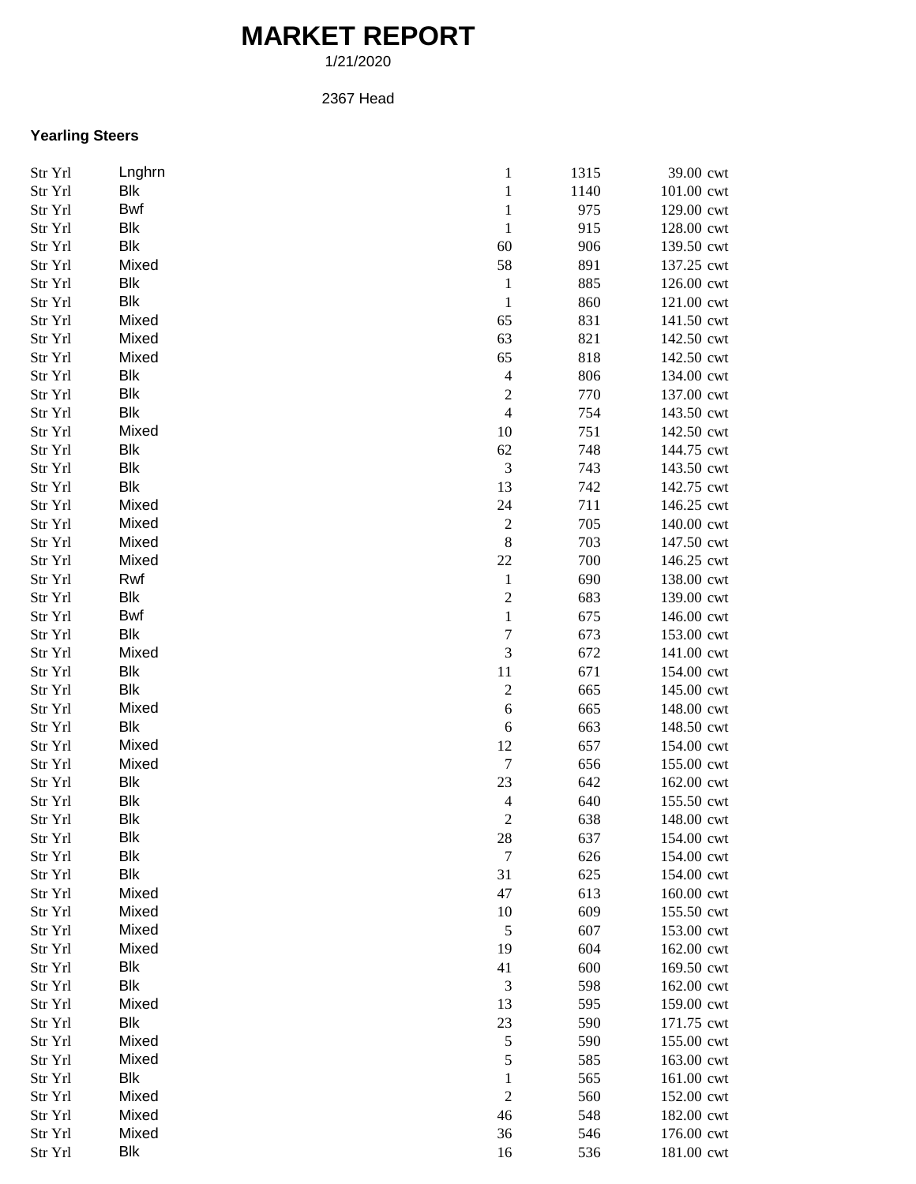# MARKET REPORT

1/21/2020

2367 Head

**Yearling Steers**

| | | | | | |
|---|---|---|---|---|---|
| Str Yrl | Lnghrn | 1 | 1315 | 39.00 | cwt |
| Str Yrl | Blk | 1 | 1140 | 101.00 | cwt |
| Str Yrl | Bwf | 1 | 975 | 129.00 | cwt |
| Str Yrl | Blk | 1 | 915 | 128.00 | cwt |
| Str Yrl | Blk | 60 | 906 | 139.50 | cwt |
| Str Yrl | Mixed | 58 | 891 | 137.25 | cwt |
| Str Yrl | Blk | 1 | 885 | 126.00 | cwt |
| Str Yrl | Blk | 1 | 860 | 121.00 | cwt |
| Str Yrl | Mixed | 65 | 831 | 141.50 | cwt |
| Str Yrl | Mixed | 63 | 821 | 142.50 | cwt |
| Str Yrl | Mixed | 65 | 818 | 142.50 | cwt |
| Str Yrl | Blk | 4 | 806 | 134.00 | cwt |
| Str Yrl | Blk | 2 | 770 | 137.00 | cwt |
| Str Yrl | Blk | 4 | 754 | 143.50 | cwt |
| Str Yrl | Mixed | 10 | 751 | 142.50 | cwt |
| Str Yrl | Blk | 62 | 748 | 144.75 | cwt |
| Str Yrl | Blk | 3 | 743 | 143.50 | cwt |
| Str Yrl | Blk | 13 | 742 | 142.75 | cwt |
| Str Yrl | Mixed | 24 | 711 | 146.25 | cwt |
| Str Yrl | Mixed | 2 | 705 | 140.00 | cwt |
| Str Yrl | Mixed | 8 | 703 | 147.50 | cwt |
| Str Yrl | Mixed | 22 | 700 | 146.25 | cwt |
| Str Yrl | Rwf | 1 | 690 | 138.00 | cwt |
| Str Yrl | Blk | 2 | 683 | 139.00 | cwt |
| Str Yrl | Bwf | 1 | 675 | 146.00 | cwt |
| Str Yrl | Blk | 7 | 673 | 153.00 | cwt |
| Str Yrl | Mixed | 3 | 672 | 141.00 | cwt |
| Str Yrl | Blk | 11 | 671 | 154.00 | cwt |
| Str Yrl | Blk | 2 | 665 | 145.00 | cwt |
| Str Yrl | Mixed | 6 | 665 | 148.00 | cwt |
| Str Yrl | Blk | 6 | 663 | 148.50 | cwt |
| Str Yrl | Mixed | 12 | 657 | 154.00 | cwt |
| Str Yrl | Mixed | 7 | 656 | 155.00 | cwt |
| Str Yrl | Blk | 23 | 642 | 162.00 | cwt |
| Str Yrl | Blk | 4 | 640 | 155.50 | cwt |
| Str Yrl | Blk | 2 | 638 | 148.00 | cwt |
| Str Yrl | Blk | 28 | 637 | 154.00 | cwt |
| Str Yrl | Blk | 7 | 626 | 154.00 | cwt |
| Str Yrl | Blk | 31 | 625 | 154.00 | cwt |
| Str Yrl | Mixed | 47 | 613 | 160.00 | cwt |
| Str Yrl | Mixed | 10 | 609 | 155.50 | cwt |
| Str Yrl | Mixed | 5 | 607 | 153.00 | cwt |
| Str Yrl | Mixed | 19 | 604 | 162.00 | cwt |
| Str Yrl | Blk | 41 | 600 | 169.50 | cwt |
| Str Yrl | Blk | 3 | 598 | 162.00 | cwt |
| Str Yrl | Mixed | 13 | 595 | 159.00 | cwt |
| Str Yrl | Blk | 23 | 590 | 171.75 | cwt |
| Str Yrl | Mixed | 5 | 590 | 155.00 | cwt |
| Str Yrl | Mixed | 5 | 585 | 163.00 | cwt |
| Str Yrl | Blk | 1 | 565 | 161.00 | cwt |
| Str Yrl | Mixed | 2 | 560 | 152.00 | cwt |
| Str Yrl | Mixed | 46 | 548 | 182.00 | cwt |
| Str Yrl | Mixed | 36 | 546 | 176.00 | cwt |
| Str Yrl | Blk | 16 | 536 | 181.00 | cwt |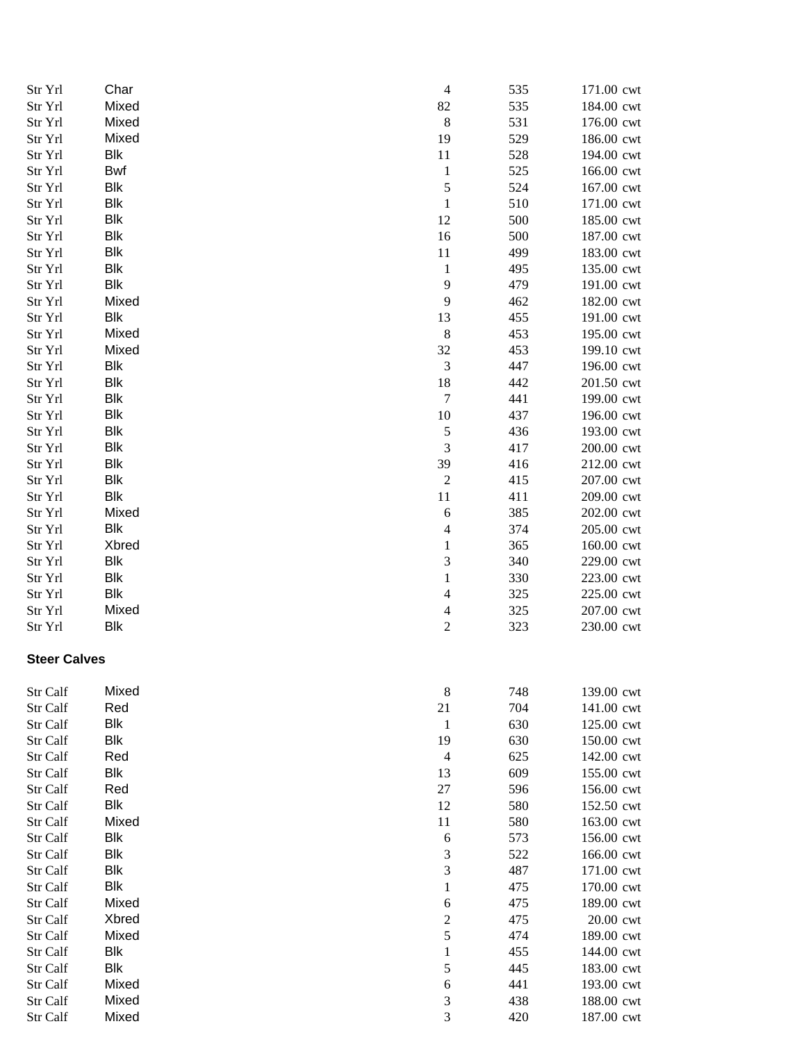| | | | | | |
|---|---|---|---|---|---|
| Str Yrl | Char | 4 | 535 | 171.00 | cwt |
| Str Yrl | Mixed | 82 | 535 | 184.00 | cwt |
| Str Yrl | Mixed | 8 | 531 | 176.00 | cwt |
| Str Yrl | Mixed | 19 | 529 | 186.00 | cwt |
| Str Yrl | Blk | 11 | 528 | 194.00 | cwt |
| Str Yrl | Bwf | 1 | 525 | 166.00 | cwt |
| Str Yrl | Blk | 5 | 524 | 167.00 | cwt |
| Str Yrl | Blk | 1 | 510 | 171.00 | cwt |
| Str Yrl | Blk | 12 | 500 | 185.00 | cwt |
| Str Yrl | Blk | 16 | 500 | 187.00 | cwt |
| Str Yrl | Blk | 11 | 499 | 183.00 | cwt |
| Str Yrl | Blk | 1 | 495 | 135.00 | cwt |
| Str Yrl | Blk | 9 | 479 | 191.00 | cwt |
| Str Yrl | Mixed | 9 | 462 | 182.00 | cwt |
| Str Yrl | Blk | 13 | 455 | 191.00 | cwt |
| Str Yrl | Mixed | 8 | 453 | 195.00 | cwt |
| Str Yrl | Mixed | 32 | 453 | 199.10 | cwt |
| Str Yrl | Blk | 3 | 447 | 196.00 | cwt |
| Str Yrl | Blk | 18 | 442 | 201.50 | cwt |
| Str Yrl | Blk | 7 | 441 | 199.00 | cwt |
| Str Yrl | Blk | 10 | 437 | 196.00 | cwt |
| Str Yrl | Blk | 5 | 436 | 193.00 | cwt |
| Str Yrl | Blk | 3 | 417 | 200.00 | cwt |
| Str Yrl | Blk | 39 | 416 | 212.00 | cwt |
| Str Yrl | Blk | 2 | 415 | 207.00 | cwt |
| Str Yrl | Blk | 11 | 411 | 209.00 | cwt |
| Str Yrl | Mixed | 6 | 385 | 202.00 | cwt |
| Str Yrl | Blk | 4 | 374 | 205.00 | cwt |
| Str Yrl | Xbred | 1 | 365 | 160.00 | cwt |
| Str Yrl | Blk | 3 | 340 | 229.00 | cwt |
| Str Yrl | Blk | 1 | 330 | 223.00 | cwt |
| Str Yrl | Blk | 4 | 325 | 225.00 | cwt |
| Str Yrl | Mixed | 4 | 325 | 207.00 | cwt |
| Str Yrl | Blk | 2 | 323 | 230.00 | cwt |

**Steer Calves**

| | | | | | |
|---|---|---|---|---|---|
| Str Calf | Mixed | 8 | 748 | 139.00 | cwt |
| Str Calf | Red | 21 | 704 | 141.00 | cwt |
| Str Calf | Blk | 1 | 630 | 125.00 | cwt |
| Str Calf | Blk | 19 | 630 | 150.00 | cwt |
| Str Calf | Red | 4 | 625 | 142.00 | cwt |
| Str Calf | Blk | 13 | 609 | 155.00 | cwt |
| Str Calf | Red | 27 | 596 | 156.00 | cwt |
| Str Calf | Blk | 12 | 580 | 152.50 | cwt |
| Str Calf | Mixed | 11 | 580 | 163.00 | cwt |
| Str Calf | Blk | 6 | 573 | 156.00 | cwt |
| Str Calf | Blk | 3 | 522 | 166.00 | cwt |
| Str Calf | Blk | 3 | 487 | 171.00 | cwt |
| Str Calf | Blk | 1 | 475 | 170.00 | cwt |
| Str Calf | Mixed | 6 | 475 | 189.00 | cwt |
| Str Calf | Xbred | 2 | 475 | 20.00 | cwt |
| Str Calf | Mixed | 5 | 474 | 189.00 | cwt |
| Str Calf | Blk | 1 | 455 | 144.00 | cwt |
| Str Calf | Blk | 5 | 445 | 183.00 | cwt |
| Str Calf | Mixed | 6 | 441 | 193.00 | cwt |
| Str Calf | Mixed | 3 | 438 | 188.00 | cwt |
| Str Calf | Mixed | 3 | 420 | 187.00 | cwt |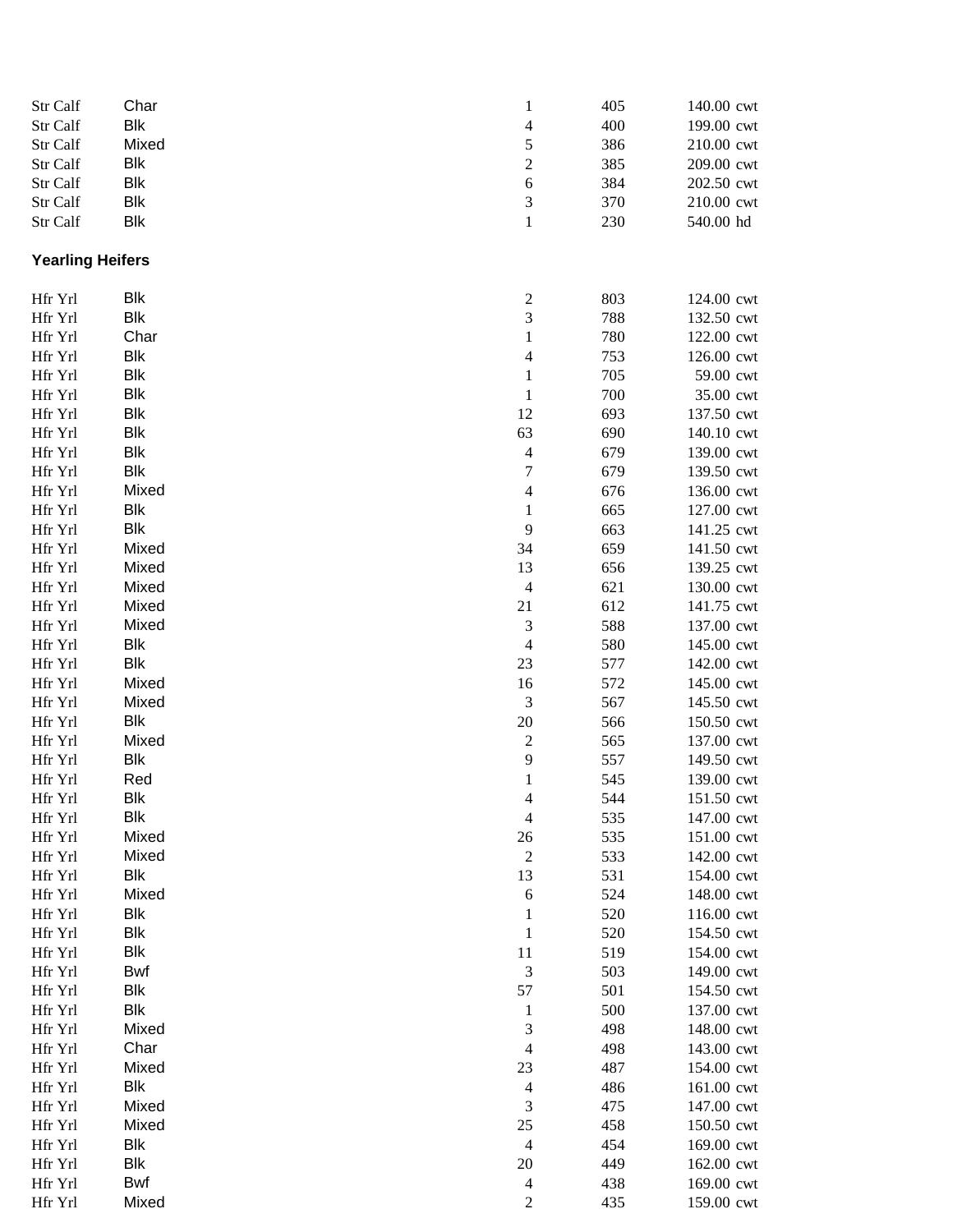| | | | | |
|---|---|---|---|---|
| Str Calf | Char | 1 | 405 | 140.00 cwt |
| Str Calf | Blk | 4 | 400 | 199.00 cwt |
| Str Calf | Mixed | 5 | 386 | 210.00 cwt |
| Str Calf | Blk | 2 | 385 | 209.00 cwt |
| Str Calf | Blk | 6 | 384 | 202.50 cwt |
| Str Calf | Blk | 3 | 370 | 210.00 cwt |
| Str Calf | Blk | 1 | 230 | 540.00 hd |

**Yearling Heifers**

| | | | | |
|---|---|---|---|---|
| Hfr Yrl | Blk | 2 | 803 | 124.00 cwt |
| Hfr Yrl | Blk | 3 | 788 | 132.50 cwt |
| Hfr Yrl | Char | 1 | 780 | 122.00 cwt |
| Hfr Yrl | Blk | 4 | 753 | 126.00 cwt |
| Hfr Yrl | Blk | 1 | 705 | 59.00 cwt |
| Hfr Yrl | Blk | 1 | 700 | 35.00 cwt |
| Hfr Yrl | Blk | 12 | 693 | 137.50 cwt |
| Hfr Yrl | Blk | 63 | 690 | 140.10 cwt |
| Hfr Yrl | Blk | 4 | 679 | 139.00 cwt |
| Hfr Yrl | Blk | 7 | 679 | 139.50 cwt |
| Hfr Yrl | Mixed | 4 | 676 | 136.00 cwt |
| Hfr Yrl | Blk | 1 | 665 | 127.00 cwt |
| Hfr Yrl | Blk | 9 | 663 | 141.25 cwt |
| Hfr Yrl | Mixed | 34 | 659 | 141.50 cwt |
| Hfr Yrl | Mixed | 13 | 656 | 139.25 cwt |
| Hfr Yrl | Mixed | 4 | 621 | 130.00 cwt |
| Hfr Yrl | Mixed | 21 | 612 | 141.75 cwt |
| Hfr Yrl | Mixed | 3 | 588 | 137.00 cwt |
| Hfr Yrl | Blk | 4 | 580 | 145.00 cwt |
| Hfr Yrl | Blk | 23 | 577 | 142.00 cwt |
| Hfr Yrl | Mixed | 16 | 572 | 145.00 cwt |
| Hfr Yrl | Mixed | 3 | 567 | 145.50 cwt |
| Hfr Yrl | Blk | 20 | 566 | 150.50 cwt |
| Hfr Yrl | Mixed | 2 | 565 | 137.00 cwt |
| Hfr Yrl | Blk | 9 | 557 | 149.50 cwt |
| Hfr Yrl | Red | 1 | 545 | 139.00 cwt |
| Hfr Yrl | Blk | 4 | 544 | 151.50 cwt |
| Hfr Yrl | Blk | 4 | 535 | 147.00 cwt |
| Hfr Yrl | Mixed | 26 | 535 | 151.00 cwt |
| Hfr Yrl | Mixed | 2 | 533 | 142.00 cwt |
| Hfr Yrl | Blk | 13 | 531 | 154.00 cwt |
| Hfr Yrl | Mixed | 6 | 524 | 148.00 cwt |
| Hfr Yrl | Blk | 1 | 520 | 116.00 cwt |
| Hfr Yrl | Blk | 1 | 520 | 154.50 cwt |
| Hfr Yrl | Blk | 11 | 519 | 154.00 cwt |
| Hfr Yrl | Bwf | 3 | 503 | 149.00 cwt |
| Hfr Yrl | Blk | 57 | 501 | 154.50 cwt |
| Hfr Yrl | Blk | 1 | 500 | 137.00 cwt |
| Hfr Yrl | Mixed | 3 | 498 | 148.00 cwt |
| Hfr Yrl | Char | 4 | 498 | 143.00 cwt |
| Hfr Yrl | Mixed | 23 | 487 | 154.00 cwt |
| Hfr Yrl | Blk | 4 | 486 | 161.00 cwt |
| Hfr Yrl | Mixed | 3 | 475 | 147.00 cwt |
| Hfr Yrl | Mixed | 25 | 458 | 150.50 cwt |
| Hfr Yrl | Blk | 4 | 454 | 169.00 cwt |
| Hfr Yrl | Blk | 20 | 449 | 162.00 cwt |
| Hfr Yrl | Bwf | 4 | 438 | 169.00 cwt |
| Hfr Yrl | Mixed | 2 | 435 | 159.00 cwt |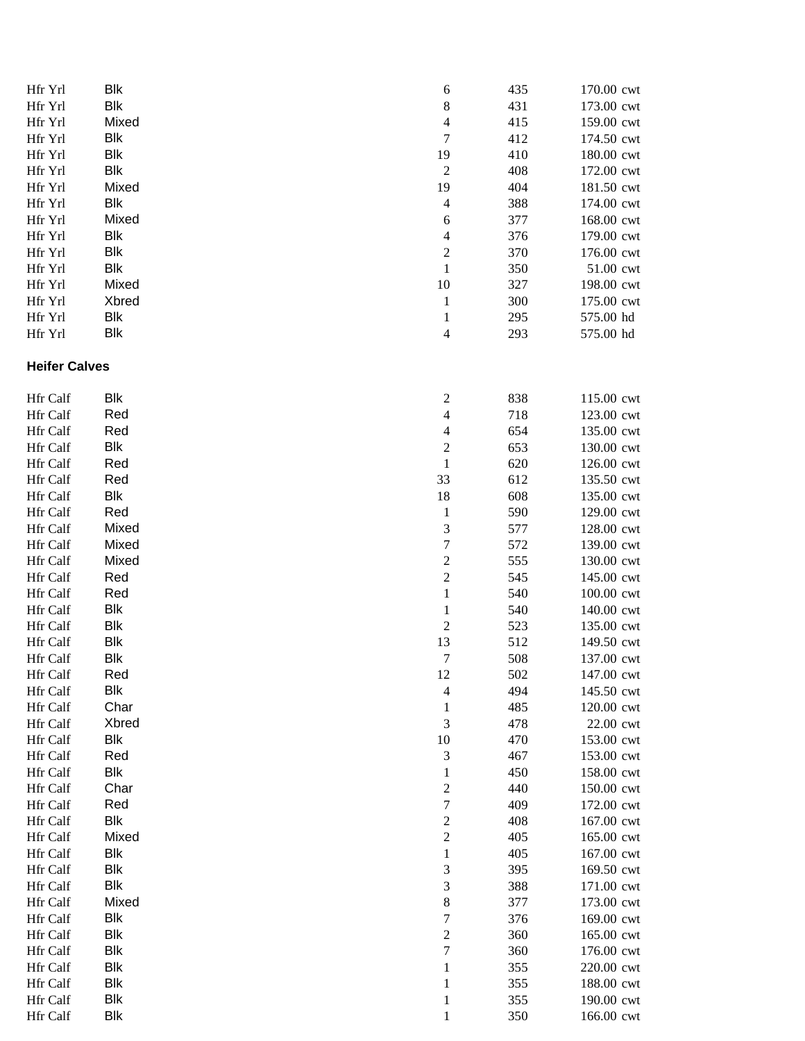| | | | | |
|---|---|---|---|---|
| Hfr Yrl | Blk | 6 | 435 | 170.00 cwt |
| Hfr Yrl | Blk | 8 | 431 | 173.00 cwt |
| Hfr Yrl | Mixed | 4 | 415 | 159.00 cwt |
| Hfr Yrl | Blk | 7 | 412 | 174.50 cwt |
| Hfr Yrl | Blk | 19 | 410 | 180.00 cwt |
| Hfr Yrl | Blk | 2 | 408 | 172.00 cwt |
| Hfr Yrl | Mixed | 19 | 404 | 181.50 cwt |
| Hfr Yrl | Blk | 4 | 388 | 174.00 cwt |
| Hfr Yrl | Mixed | 6 | 377 | 168.00 cwt |
| Hfr Yrl | Blk | 4 | 376 | 179.00 cwt |
| Hfr Yrl | Blk | 2 | 370 | 176.00 cwt |
| Hfr Yrl | Blk | 1 | 350 | 51.00 cwt |
| Hfr Yrl | Mixed | 10 | 327 | 198.00 cwt |
| Hfr Yrl | Xbred | 1 | 300 | 175.00 cwt |
| Hfr Yrl | Blk | 1 | 295 | 575.00 hd |
| Hfr Yrl | Blk | 4 | 293 | 575.00 hd |

**Heifer Calves**

| | | | | |
|---|---|---|---|---|
| Hfr Calf | Blk | 2 | 838 | 115.00 cwt |
| Hfr Calf | Red | 4 | 718 | 123.00 cwt |
| Hfr Calf | Red | 4 | 654 | 135.00 cwt |
| Hfr Calf | Blk | 2 | 653 | 130.00 cwt |
| Hfr Calf | Red | 1 | 620 | 126.00 cwt |
| Hfr Calf | Red | 33 | 612 | 135.50 cwt |
| Hfr Calf | Blk | 18 | 608 | 135.00 cwt |
| Hfr Calf | Red | 1 | 590 | 129.00 cwt |
| Hfr Calf | Mixed | 3 | 577 | 128.00 cwt |
| Hfr Calf | Mixed | 7 | 572 | 139.00 cwt |
| Hfr Calf | Mixed | 2 | 555 | 130.00 cwt |
| Hfr Calf | Red | 2 | 545 | 145.00 cwt |
| Hfr Calf | Red | 1 | 540 | 100.00 cwt |
| Hfr Calf | Blk | 1 | 540 | 140.00 cwt |
| Hfr Calf | Blk | 2 | 523 | 135.00 cwt |
| Hfr Calf | Blk | 13 | 512 | 149.50 cwt |
| Hfr Calf | Blk | 7 | 508 | 137.00 cwt |
| Hfr Calf | Red | 12 | 502 | 147.00 cwt |
| Hfr Calf | Blk | 4 | 494 | 145.50 cwt |
| Hfr Calf | Char | 1 | 485 | 120.00 cwt |
| Hfr Calf | Xbred | 3 | 478 | 22.00 cwt |
| Hfr Calf | Blk | 10 | 470 | 153.00 cwt |
| Hfr Calf | Red | 3 | 467 | 153.00 cwt |
| Hfr Calf | Blk | 1 | 450 | 158.00 cwt |
| Hfr Calf | Char | 2 | 440 | 150.00 cwt |
| Hfr Calf | Red | 7 | 409 | 172.00 cwt |
| Hfr Calf | Blk | 2 | 408 | 167.00 cwt |
| Hfr Calf | Mixed | 2 | 405 | 165.00 cwt |
| Hfr Calf | Blk | 1 | 405 | 167.00 cwt |
| Hfr Calf | Blk | 3 | 395 | 169.50 cwt |
| Hfr Calf | Blk | 3 | 388 | 171.00 cwt |
| Hfr Calf | Mixed | 8 | 377 | 173.00 cwt |
| Hfr Calf | Blk | 7 | 376 | 169.00 cwt |
| Hfr Calf | Blk | 2 | 360 | 165.00 cwt |
| Hfr Calf | Blk | 7 | 360 | 176.00 cwt |
| Hfr Calf | Blk | 1 | 355 | 220.00 cwt |
| Hfr Calf | Blk | 1 | 355 | 188.00 cwt |
| Hfr Calf | Blk | 1 | 355 | 190.00 cwt |
| Hfr Calf | Blk | 1 | 350 | 166.00 cwt |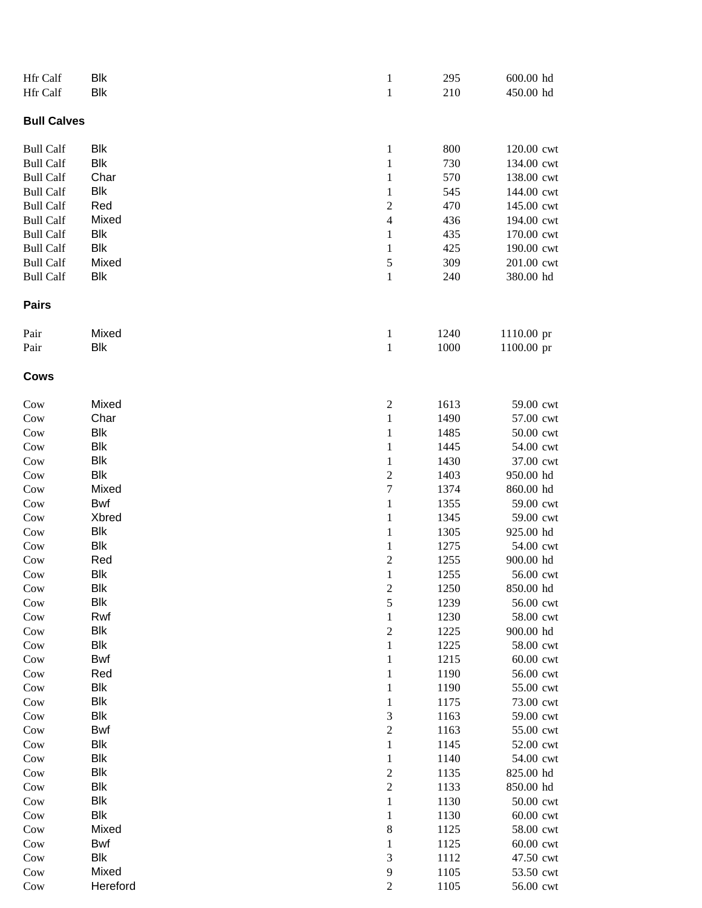| | | | | | |
|---|---|---|---|---|---|
| Hfr Calf | Blk | 1 | 295 | 600.00 | hd |
| Hfr Calf | Blk | 1 | 210 | 450.00 | hd |

**Bull Calves**

| | | | | | |
|---|---|---|---|---|---|
| Bull Calf | Blk | 1 | 800 | 120.00 | cwt |
| Bull Calf | Blk | 1 | 730 | 134.00 | cwt |
| Bull Calf | Char | 1 | 570 | 138.00 | cwt |
| Bull Calf | Blk | 1 | 545 | 144.00 | cwt |
| Bull Calf | Red | 2 | 470 | 145.00 | cwt |
| Bull Calf | Mixed | 4 | 436 | 194.00 | cwt |
| Bull Calf | Blk | 1 | 435 | 170.00 | cwt |
| Bull Calf | Blk | 1 | 425 | 190.00 | cwt |
| Bull Calf | Mixed | 5 | 309 | 201.00 | cwt |
| Bull Calf | Blk | 1 | 240 | 380.00 | hd |

**Pairs**

| | | | | | |
|---|---|---|---|---|---|
| Pair | Mixed | 1 | 1240 | 1110.00 | pr |
| Pair | Blk | 1 | 1000 | 1100.00 | pr |

**Cows**

| | | | | | |
|---|---|---|---|---|---|
| Cow | Mixed | 2 | 1613 | 59.00 | cwt |
| Cow | Char | 1 | 1490 | 57.00 | cwt |
| Cow | Blk | 1 | 1485 | 50.00 | cwt |
| Cow | Blk | 1 | 1445 | 54.00 | cwt |
| Cow | Blk | 1 | 1430 | 37.00 | cwt |
| Cow | Blk | 2 | 1403 | 950.00 | hd |
| Cow | Mixed | 7 | 1374 | 860.00 | hd |
| Cow | Bwf | 1 | 1355 | 59.00 | cwt |
| Cow | Xbred | 1 | 1345 | 59.00 | cwt |
| Cow | Blk | 1 | 1305 | 925.00 | hd |
| Cow | Blk | 1 | 1275 | 54.00 | cwt |
| Cow | Red | 2 | 1255 | 900.00 | hd |
| Cow | Blk | 1 | 1255 | 56.00 | cwt |
| Cow | Blk | 2 | 1250 | 850.00 | hd |
| Cow | Blk | 5 | 1239 | 56.00 | cwt |
| Cow | Rwf | 1 | 1230 | 58.00 | cwt |
| Cow | Blk | 2 | 1225 | 900.00 | hd |
| Cow | Blk | 1 | 1225 | 58.00 | cwt |
| Cow | Bwf | 1 | 1215 | 60.00 | cwt |
| Cow | Red | 1 | 1190 | 56.00 | cwt |
| Cow | Blk | 1 | 1190 | 55.00 | cwt |
| Cow | Blk | 1 | 1175 | 73.00 | cwt |
| Cow | Blk | 3 | 1163 | 59.00 | cwt |
| Cow | Bwf | 2 | 1163 | 55.00 | cwt |
| Cow | Blk | 1 | 1145 | 52.00 | cwt |
| Cow | Blk | 1 | 1140 | 54.00 | cwt |
| Cow | Blk | 2 | 1135 | 825.00 | hd |
| Cow | Blk | 2 | 1133 | 850.00 | hd |
| Cow | Blk | 1 | 1130 | 50.00 | cwt |
| Cow | Blk | 1 | 1130 | 60.00 | cwt |
| Cow | Mixed | 8 | 1125 | 58.00 | cwt |
| Cow | Bwf | 1 | 1125 | 60.00 | cwt |
| Cow | Blk | 3 | 1112 | 47.50 | cwt |
| Cow | Mixed | 9 | 1105 | 53.50 | cwt |
| Cow | Hereford | 2 | 1105 | 56.00 | cwt |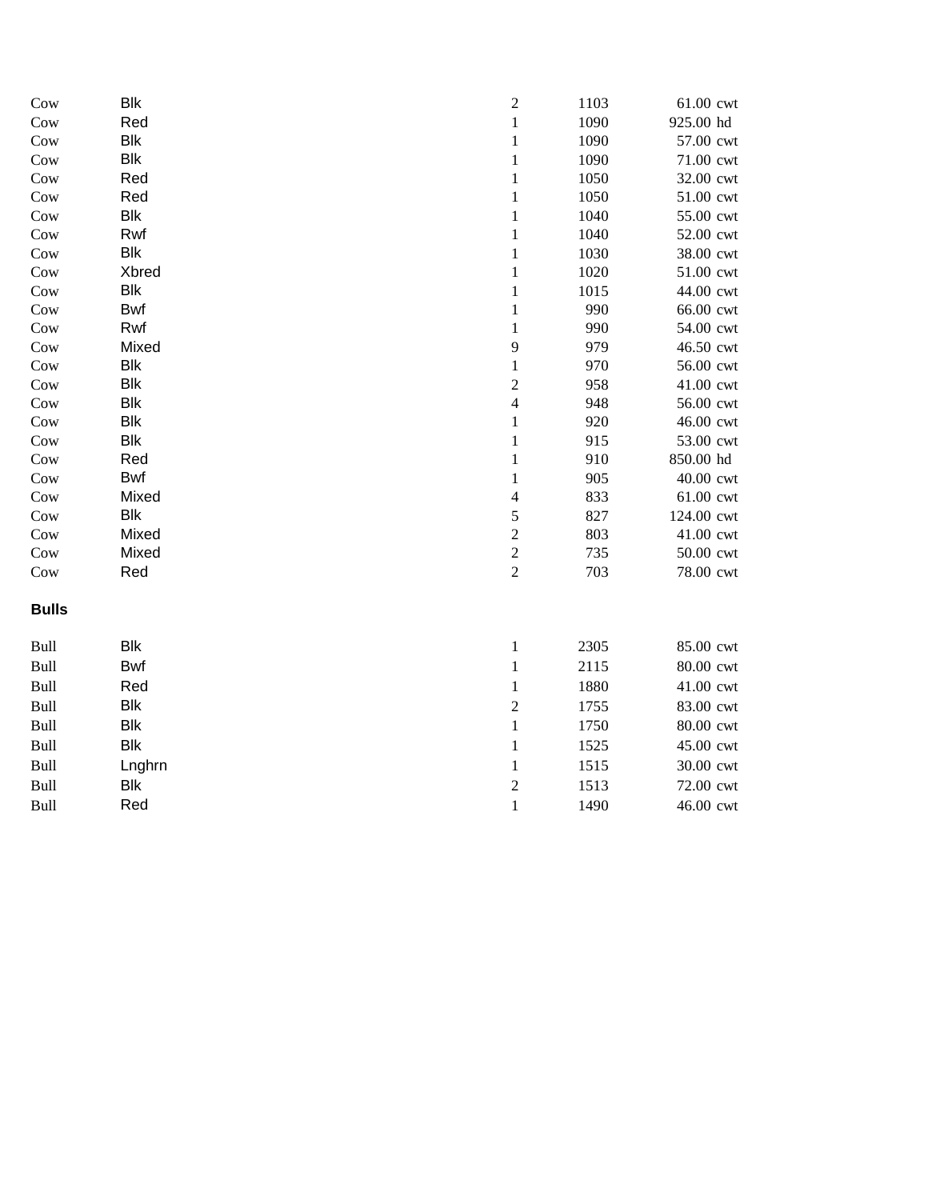| | | | | | |
|---|---|---|---|---|---|
| Cow | Blk | 2 | 1103 | 61.00 | cwt |
| Cow | Red | 1 | 1090 | 925.00 | hd |
| Cow | Blk | 1 | 1090 | 57.00 | cwt |
| Cow | Blk | 1 | 1090 | 71.00 | cwt |
| Cow | Red | 1 | 1050 | 32.00 | cwt |
| Cow | Red | 1 | 1050 | 51.00 | cwt |
| Cow | Blk | 1 | 1040 | 55.00 | cwt |
| Cow | Rwf | 1 | 1040 | 52.00 | cwt |
| Cow | Blk | 1 | 1030 | 38.00 | cwt |
| Cow | Xbred | 1 | 1020 | 51.00 | cwt |
| Cow | Blk | 1 | 1015 | 44.00 | cwt |
| Cow | Bwf | 1 | 990 | 66.00 | cwt |
| Cow | Rwf | 1 | 990 | 54.00 | cwt |
| Cow | Mixed | 9 | 979 | 46.50 | cwt |
| Cow | Blk | 1 | 970 | 56.00 | cwt |
| Cow | Blk | 2 | 958 | 41.00 | cwt |
| Cow | Blk | 4 | 948 | 56.00 | cwt |
| Cow | Blk | 1 | 920 | 46.00 | cwt |
| Cow | Blk | 1 | 915 | 53.00 | cwt |
| Cow | Red | 1 | 910 | 850.00 | hd |
| Cow | Bwf | 1 | 905 | 40.00 | cwt |
| Cow | Mixed | 4 | 833 | 61.00 | cwt |
| Cow | Blk | 5 | 827 | 124.00 | cwt |
| Cow | Mixed | 2 | 803 | 41.00 | cwt |
| Cow | Mixed | 2 | 735 | 50.00 | cwt |
| Cow | Red | 2 | 703 | 78.00 | cwt |

**Bulls**

| | | | | | |
|---|---|---|---|---|---|
| Bull | Blk | 1 | 2305 | 85.00 | cwt |
| Bull | Bwf | 1 | 2115 | 80.00 | cwt |
| Bull | Red | 1 | 1880 | 41.00 | cwt |
| Bull | Blk | 2 | 1755 | 83.00 | cwt |
| Bull | Blk | 1 | 1750 | 80.00 | cwt |
| Bull | Blk | 1 | 1525 | 45.00 | cwt |
| Bull | Lnghrn | 1 | 1515 | 30.00 | cwt |
| Bull | Blk | 2 | 1513 | 72.00 | cwt |
| Bull | Red | 1 | 1490 | 46.00 | cwt |